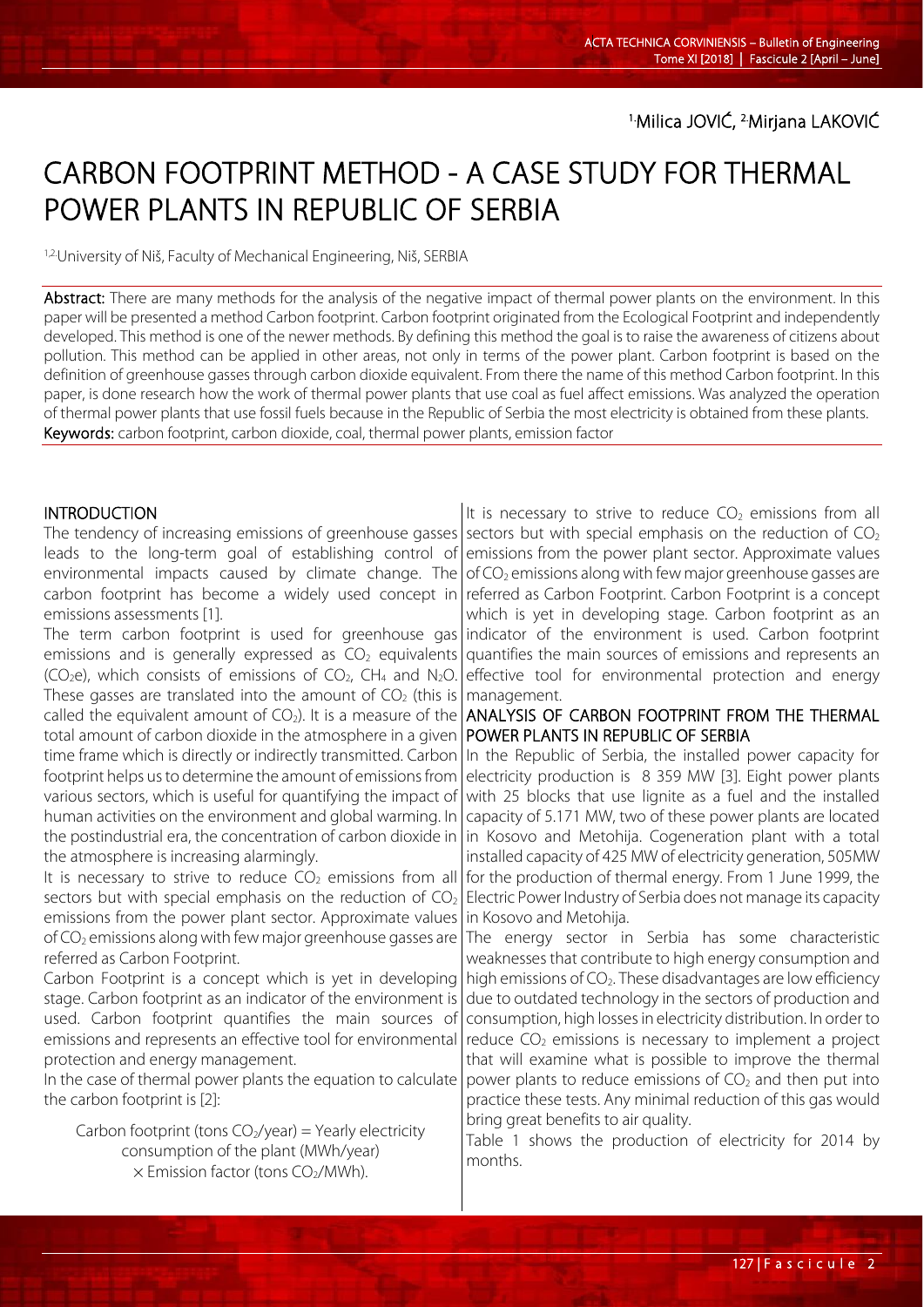[1]Milica JOVIĆ, [2]Mirjana LAKOVIĆ

# CARBON FOOTPRINT METHOD - A CASE STUDY FOR THERMAL POWER PLANTS IN REPUBLIC OF SERBIA

[1,2]University of Niš, Faculty of Mechanical Engineering, Niš, SERBIA

**Abstract:** There are many methods for the analysis of the negative impact of thermal power plants on the environment. In this paper will be presented a method Carbon footprint. Carbon footprint originated from the Ecological Footprint and independently developed. This method is one of the newer methods. By defining this method the goal is to raise the awareness of citizens about pollution. This method can be applied in other areas, not only in terms of the power plant. Carbon footprint is based on the definition of greenhouse gasses through carbon dioxide equivalent. From there the name of this method Carbon footprint. In this paper, is done research how the work of thermal power plants that use coal as fuel affect emissions. Was analyzed the operation of thermal power plants that use fossil fuels because in the Republic of Serbia the most electricity is obtained from these plants.

**Keywords:** carbon footprint, carbon dioxide, coal, thermal power plants, emission factor

## INTRODUCTION

The tendency of increasing emissions of greenhouse gasses leads to the long-term goal of establishing control of environmental impacts caused by climate change. The carbon footprint has become a widely used concept in emissions assessments [1].

The term carbon footprint is used for greenhouse gas emissions and is generally expressed as $CO_2$ equivalents ($CO_2e$), which consists of emissions of $CO_2$, $CH_4$ and $N_2O$. These gasses are translated into the amount of $CO_2$ (this is called the equivalent amount of $CO_2$). It is a measure of the total amount of carbon dioxide in the atmosphere in a given time frame which is directly or indirectly transmitted. Carbon footprint helps us to determine the amount of emissions from various sectors, which is useful for quantifying the impact of human activities on the environment and global warming. In the postindustrial era, the concentration of carbon dioxide in the atmosphere is increasing alarmingly.

It is necessary to strive to reduce $CO_2$ emissions from all sectors but with special emphasis on the reduction of $CO_2$ emissions from the power plant sector. Approximate values of $CO_2$ emissions along with few major greenhouse gasses are referred as Carbon Footprint.

Carbon Footprint is a concept which is yet in developing stage. Carbon footprint as an indicator of the environment is used. Carbon footprint quantifies the main sources of emissions and represents an effective tool for environmental protection and energy management.

In the case of thermal power plants the equation to calculate the carbon footprint is [2]:

$$\text{Carbon footprint (tons } CO_2\text{/year)} = \text{Yearly electricity consumption of the plant (MWh/year)} \times \text{Emission factor (tons } CO_2\text{/MWh)}.$$

It is necessary to strive to reduce $CO_2$ emissions from all sectors but with special emphasis on the reduction of $CO_2$ emissions from the power plant sector. Approximate values of $CO_2$ emissions along with few major greenhouse gasses are referred as Carbon Footprint. Carbon Footprint is a concept which is yet in developing stage. Carbon footprint as an indicator of the environment is used. Carbon footprint quantifies the main sources of emissions and represents an effective tool for environmental protection and energy management.

## ANALYSIS OF CARBON FOOTPRINT FROM THE THERMAL POWER PLANTS IN REPUBLIC OF SERBIA

In the Republic of Serbia, the installed power capacity for electricity production is 8 359 MW [3]. Eight power plants with 25 blocks that use lignite as a fuel and the installed capacity of 5.171 MW, two of these power plants are located in Kosovo and Metohija. Cogeneration plant with a total installed capacity of 425 MW of electricity generation, 505MW for the production of thermal energy. From 1 June 1999, the Electric Power Industry of Serbia does not manage its capacity in Kosovo and Metohija.

The energy sector in Serbia has some characteristic weaknesses that contribute to high energy consumption and high emissions of $CO_2$. These disadvantages are low efficiency due to outdated technology in the sectors of production and consumption, high losses in electricity distribution. In order to reduce $CO_2$ emissions is necessary to implement a project that will examine what is possible to improve the thermal power plants to reduce emissions of $CO_2$ and then put into practice these tests. Any minimal reduction of this gas would bring great benefits to air quality.

Table 1 shows the production of electricity for 2014 by months.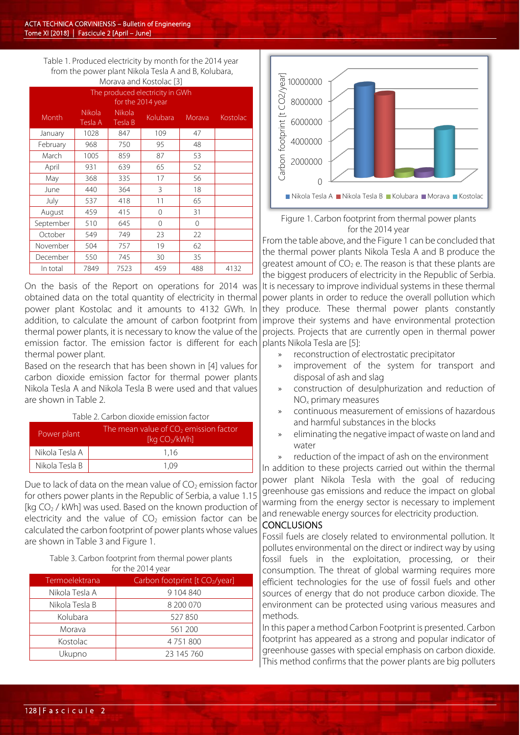Table 1. Produced electricity by month for the 2014 year from the power plant Nikola Tesla A and B, Kolubara, Morava and Kostolac [3]

| The produced electricity in GWh for the 2014 year | | | | | |
|---|---|---|---|---|---|
| Month | Nikola Tesla A | Nikola Tesla B | Kolubara | Morava | Kostolac |
| January | 1028 | 847 | 109 | 47 | |
| February | 968 | 750 | 95 | 48 | |
| March | 1005 | 859 | 87 | 53 | |
| April | 931 | 639 | 65 | 52 | |
| May | 368 | 335 | 17 | 56 | |
| June | 440 | 364 | 3 | 18 | |
| July | 537 | 418 | 11 | 65 | |
| August | 459 | 415 | 0 | 31 | |
| September | 510 | 645 | 0 | 0 | |
| October | 549 | 749 | 23 | 22 | |
| November | 504 | 757 | 19 | 62 | |
| December | 550 | 745 | 30 | 35 | |
| In total | 7849 | 7523 | 459 | 488 | 4132 |

On the basis of the Report on operations for 2014 was obtained data on the total quantity of electricity in thermal power plant Kostolac and it amounts to 4132 GWh. In addition, to calculate the amount of carbon footprint from thermal power plants, it is necessary to know the value of the emission factor. The emission factor is different for each thermal power plant.

Based on the research that has been shown in [4] values for carbon dioxide emission factor for thermal power plants Nikola Tesla A and Nikola Tesla B were used and that values are shown in Table 2.

Table 2. Carbon dioxide emission factor

| Power plant | The mean value of $CO_2$ emission factor [kg $CO_2$/kWh] |
|---|---|
| Nikola Tesla A | 1,16 |
| Nikola Tesla B | 1,09 |

Due to lack of data on the mean value of $CO_2$ emission factor for others power plants in the Republic of Serbia, a value 1.15 [kg $CO_2$ / kWh] was used. Based on the known production of electricity and the value of $CO_2$ emission factor can be calculated the carbon footprint of power plants whose values are shown in Table 3 and Figure 1.

Table 3. Carbon footprint from thermal power plants for the 2014 year

| Termoelektrana | Carbon footprint [t $CO_2$/year] |
|---|---|
| Nikola Tesla A | 9 104 840 |
| Nikola Tesla B | 8 200 070 |
| Kolubara | 527 850 |
| Morava | 561 200 |
| Kostolac | 4 751 800 |
| Ukupno | 23 145 760 |

Figure 1. Carbon footprint from thermal power plants for the 2014 year

From the table above, and the Figure 1 can be concluded that the thermal power plants Nikola Tesla A and B produce the greatest amount of $CO_2$ e. The reason is that these plants are the biggest producers of electricity in the Republic of Serbia. It is necessary to improve individual systems in these thermal power plants in order to reduce the overall pollution which they produce. These thermal power plants constantly improve their systems and have environmental protection projects. Projects that are currently open in thermal power plants Nikola Tesla are [5]:

- reconstruction of electrostatic precipitator
- improvement of the system for transport and disposal of ash and slag
- construction of desulphurization and reduction of $NO_x$ primary measures
- continuous measurement of emissions of hazardous and harmful substances in the blocks
- eliminating the negative impact of waste on land and water
- reduction of the impact of ash on the environment

In addition to these projects carried out within the thermal power plant Nikola Tesla with the goal of reducing greenhouse gas emissions and reduce the impact on global warming from the energy sector is necessary to implement and renewable energy sources for electricity production.

## CONCLUSIONS

Fossil fuels are closely related to environmental pollution. It pollutes environmental on the direct or indirect way by using fossil fuels in the exploitation, processing, or their consumption. The threat of global warming requires more efficient technologies for the use of fossil fuels and other sources of energy that do not produce carbon dioxide. The environment can be protected using various measures and methods.

In this paper a method Carbon Footprint is presented. Carbon footprint has appeared as a strong and popular indicator of greenhouse gasses with special emphasis on carbon dioxide. This method confirms that the power plants are big polluters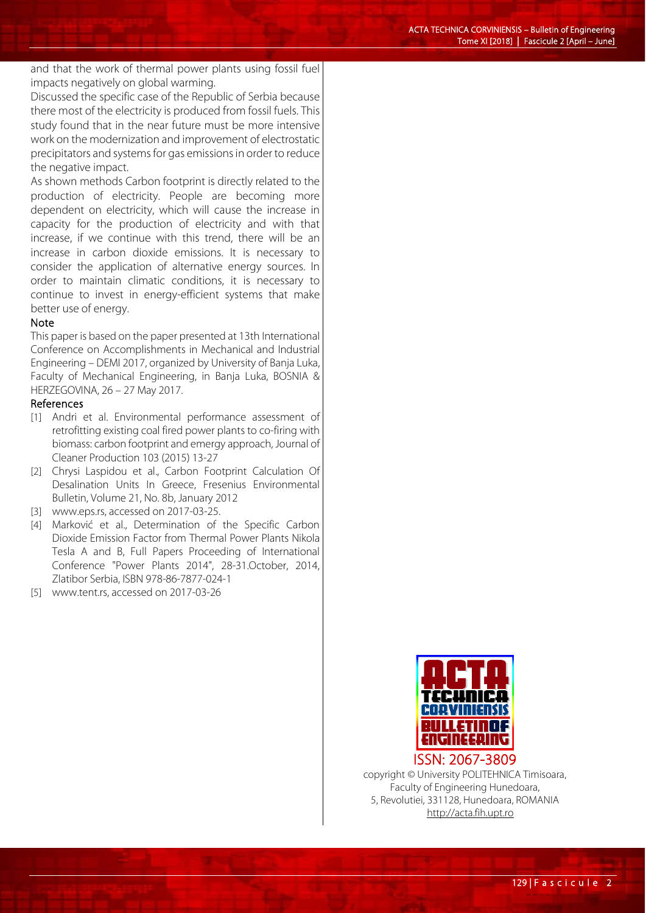and that the work of thermal power plants using fossil fuel impacts negatively on global warming.

Discussed the specific case of the Republic of Serbia because there most of the electricity is produced from fossil fuels. This study found that in the near future must be more intensive work on the modernization and improvement of electrostatic precipitators and systems for gas emissions in order to reduce the negative impact.

As shown methods Carbon footprint is directly related to the production of electricity. People are becoming more dependent on electricity, which will cause the increase in capacity for the production of electricity and with that increase, if we continue with this trend, there will be an increase in carbon dioxide emissions. It is necessary to consider the application of alternative energy sources. In order to maintain climatic conditions, it is necessary to continue to invest in energy-efficient systems that make better use of energy.

## Note

This paper is based on the paper presented at 13th International Conference on Accomplishments in Mechanical and Industrial Engineering – DEMI 2017, organized by University of Banja Luka, Faculty of Mechanical Engineering, in Banja Luka, BOSNIA & HERZEGOVINA, 26 – 27 May 2017.

## References

[1] Andri et al. Environmental performance assessment of retrofitting existing coal fired power plants to co-firing with biomass: carbon footprint and emergy approach, Journal of Cleaner Production 103 (2015) 13-27

[2] Chrysi Laspidou et al., Carbon Footprint Calculation Of Desalination Units In Greece, Fresenius Environmental Bulletin, Volume 21, No. 8b, January 2012

[3] www.eps.rs, accessed on 2017-03-25.

[4] Marković et al., Determination of the Specific Carbon Dioxide Emission Factor from Thermal Power Plants Nikola Tesla A and B, Full Papers Proceeding of International Conference "Power Plants 2014", 28-31.October, 2014, Zlatibor Serbia, ISBN 978-86-7877-024-1

[5] www.tent.rs, accessed on 2017-03-26

ISSN: 2067-3809

copyright © University POLITEHNICA Timisoara, Faculty of Engineering Hunedoara, 5, Revolutiei, 331128, Hunedoara, ROMANIA

http://acta.fih.upt.ro